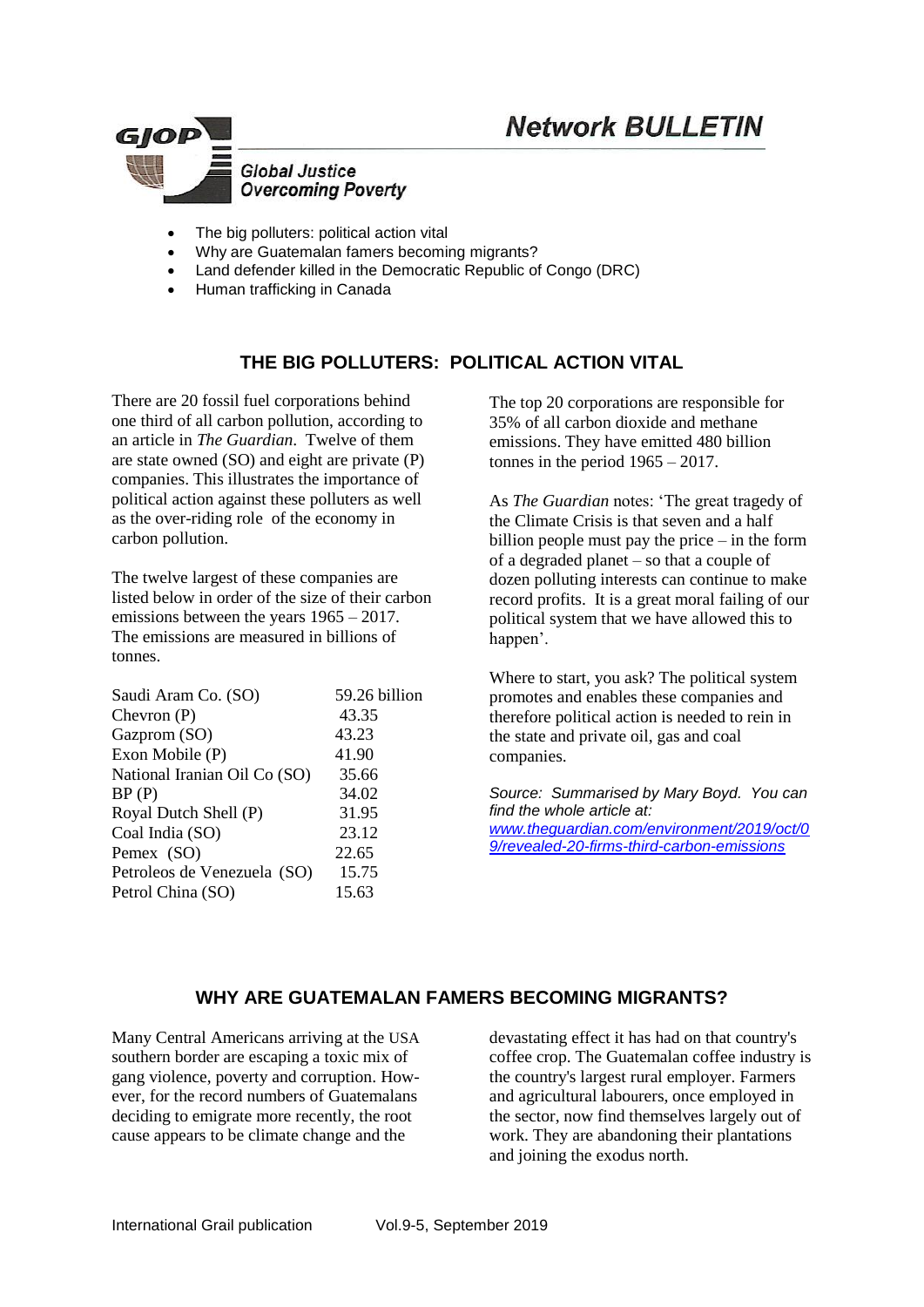# Network BULLETIN

**GJOP**

*Global Justice Overcoming Poverty*

- The big polluters: political action vital
- Why are Guatemalan famers becoming migrants?
- Land defender killed in the Democratic Republic of Congo (DRC)
- Human trafficking in Canada

## THE BIG POLLUTERS: POLITICAL ACTION VITAL

There are 20 fossil fuel corporations behind one third of all carbon pollution, according to an article in *The Guardian*. Twelve of them are state owned (SO) and eight are private (P) companies. This illustrates the importance of political action against these polluters as well as the over-riding role of the economy in carbon pollution.

The twelve largest of these companies are listed below in order of the size of their carbon emissions between the years 1965 – 2017. The emissions are measured in billions of tonnes.

| | |
|---|---|
| Saudi Aram Co. (SO) | 59.26 billion |
| Chevron (P) | 43.35 |
| Gazprom (SO) | 43.23 |
| Exon Mobile (P) | 41.90 |
| National Iranian Oil Co (SO) | 35.66 |
| BP (P) | 34.02 |
| Royal Dutch Shell (P) | 31.95 |
| Coal India (SO) | 23.12 |
| Pemex (SO) | 22.65 |
| Petroleos de Venezuela (SO) | 15.75 |
| Petrol China (SO) | 15.63 |

The top 20 corporations are responsible for 35% of all carbon dioxide and methane emissions. They have emitted 480 billion tonnes in the period 1965 – 2017.

As *The Guardian* notes: 'The great tragedy of the Climate Crisis is that seven and a half billion people must pay the price – in the form of a degraded planet – so that a couple of dozen polluting interests can continue to make record profits. It is a great moral failing of our political system that we have allowed this to happen'.

Where to start, you ask? The political system promotes and enables these companies and therefore political action is needed to rein in the state and private oil, gas and coal companies.

*Source: Summarised by Mary Boyd. You can find the whole article at:* [www.theguardian.com/environment/2019/oct/09/revealed-20-firms-third-carbon-emissions](www.theguardian.com/environment/2019/oct/09/revealed-20-firms-third-carbon-emissions)

## WHY ARE GUATEMALAN FAMERS BECOMING MIGRANTS?

Many Central Americans arriving at the USA southern border are escaping a toxic mix of gang violence, poverty and corruption. However, for the record numbers of Guatemalans deciding to emigrate more recently, the root cause appears to be climate change and the devastating effect it has had on that country's coffee crop. The Guatemalan coffee industry is the country's largest rural employer. Farmers and agricultural labourers, once employed in the sector, now find themselves largely out of work. They are abandoning their plantations and joining the exodus north.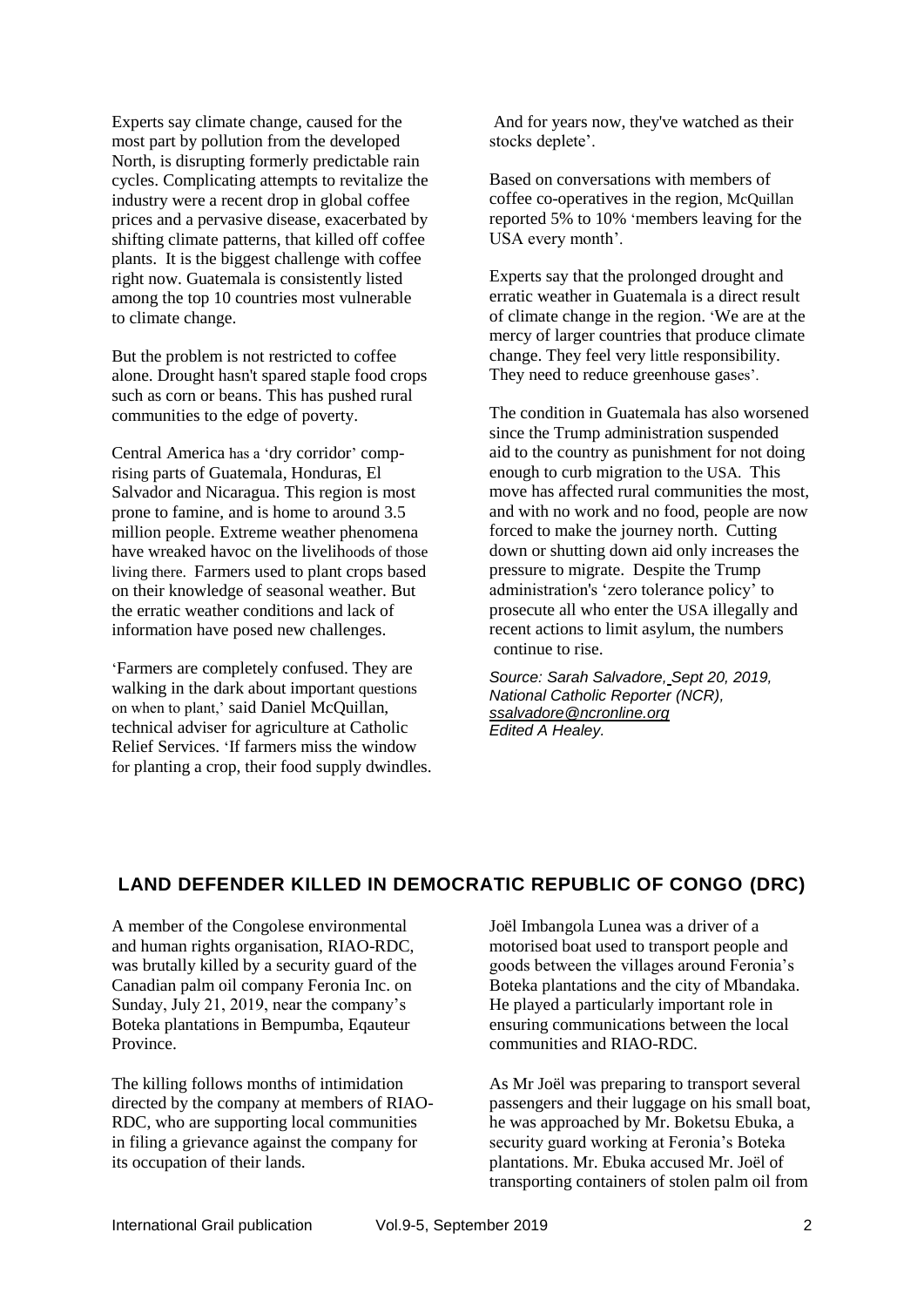Experts say climate change, caused for the most part by pollution from the developed North, is disrupting formerly predictable rain cycles. Complicating attempts to revitalize the industry were a recent drop in global coffee prices and a pervasive disease, exacerbated by shifting climate patterns, that killed off coffee plants. It is the biggest challenge with coffee right now. Guatemala is consistently listed among the top 10 countries most vulnerable to climate change.

But the problem is not restricted to coffee alone. Drought hasn't spared staple food crops such as corn or beans. This has pushed rural communities to the edge of poverty.

Central America has a 'dry corridor' comprising parts of Guatemala, Honduras, El Salvador and Nicaragua. This region is most prone to famine, and is home to around 3.5 million people. Extreme weather phenomena have wreaked havoc on the livelihoods of those living there. Farmers used to plant crops based on their knowledge of seasonal weather. But the erratic weather conditions and lack of information have posed new challenges.

'Farmers are completely confused. They are walking in the dark about important questions on when to plant,' said Daniel McQuillan, technical adviser for agriculture at Catholic Relief Services. 'If farmers miss the window for planting a crop, their food supply dwindles. And for years now, they've watched as their stocks deplete'.

Based on conversations with members of coffee co-operatives in the region, McQuillan reported 5% to 10% 'members leaving for the USA every month'.

Experts say that the prolonged drought and erratic weather in Guatemala is a direct result of climate change in the region. 'We are at the mercy of larger countries that produce climate change. They feel very little responsibility. They need to reduce greenhouse gases'.

The condition in Guatemala has also worsened since the Trump administration suspended aid to the country as punishment for not doing enough to curb migration to the USA. This move has affected rural communities the most, and with no work and no food, people are now forced to make the journey north. Cutting down or shutting down aid only increases the pressure to migrate. Despite the Trump administration's 'zero tolerance policy' to prosecute all who enter the USA illegally and recent actions to limit asylum, the numbers continue to rise.

*Source: Sarah Salvadore, Sept 20, 2019, National Catholic Reporter (NCR), ssalvadore@ncronline.org*
*Edited A Healey.*

## LAND DEFENDER KILLED IN DEMOCRATIC REPUBLIC OF CONGO (DRC)

A member of the Congolese environmental and human rights organisation, RIAO-RDC, was brutally killed by a security guard of the Canadian palm oil company Feronia Inc. on Sunday, July 21, 2019, near the company's Boteka plantations in Bempumba, Eqauteur Province.

The killing follows months of intimidation directed by the company at members of RIAO-RDC, who are supporting local communities in filing a grievance against the company for its occupation of their lands.

Joël Imbangola Lunea was a driver of a motorised boat used to transport people and goods between the villages around Feronia's Boteka plantations and the city of Mbandaka. He played a particularly important role in ensuring communications between the local communities and RIAO-RDC.

As Mr Joël was preparing to transport several passengers and their luggage on his small boat, he was approached by Mr. Boketsu Ebuka, a security guard working at Feronia's Boteka plantations. Mr. Ebuka accused Mr. Joël of transporting containers of stolen palm oil from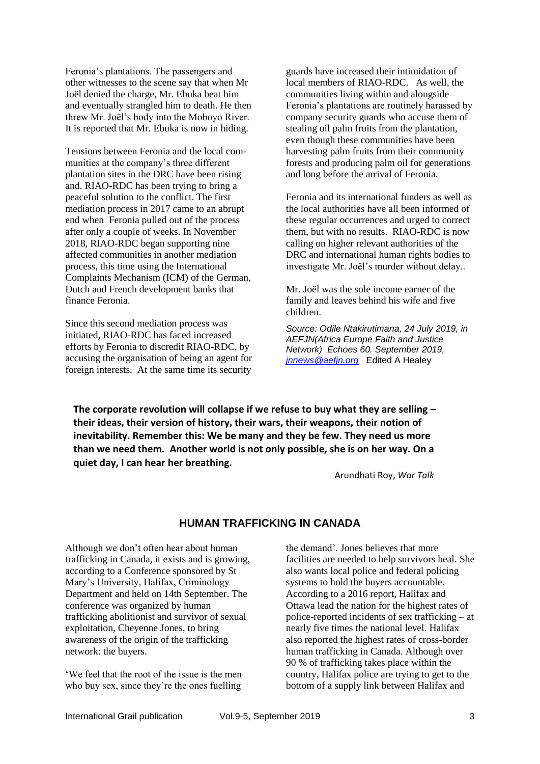Feronia's plantations. The passengers and other witnesses to the scene say that when Mr Joël denied the charge, Mr. Ebuka beat him and eventually strangled him to death. He then threw Mr. Joël's body into the Moboyo River. It is reported that Mr. Ebuka is now in hiding.

Tensions between Feronia and the local communities at the company's three different plantation sites in the DRC have been rising and. RIAO-RDC has been trying to bring a peaceful solution to the conflict. The first mediation process in 2017 came to an abrupt end when Feronia pulled out of the process after only a couple of weeks. In November 2018, RIAO-RDC began supporting nine affected communities in another mediation process, this time using the International Complaints Mechanism (ICM) of the German, Dutch and French development banks that finance Feronia.

Since this second mediation process was initiated, RIAO-RDC has faced increased efforts by Feronia to discredit RIAO-RDC, by accusing the organisation of being an agent for foreign interests. At the same time its security guards have increased their intimidation of local members of RIAO-RDC. As well, the communities living within and alongside Feronia's plantations are routinely harassed by company security guards who accuse them of stealing oil palm fruits from the plantation, even though these communities have been harvesting palm fruits from their community forests and producing palm oil for generations and long before the arrival of Feronia.

Feronia and its international funders as well as the local authorities have all been informed of these regular occurrences and urged to correct them, but with no results. RIAO-RDC is now calling on higher relevant authorities of the DRC and international human rights bodies to investigate Mr. Joël's murder without delay..

Mr. Joël was the sole income earner of the family and leaves behind his wife and five children.

*Source: Odile Ntakirutimana, 24 July 2019, in AEFJN(Africa Europe Faith and Justice Network) Echoes 60. September 2019, jnnews@aefjn.org* Edited A Healey

**The corporate revolution will collapse if we refuse to buy what they are selling – their ideas, their version of history, their wars, their weapons, their notion of inevitability. Remember this: We be many and they be few. They need us more than we need them. Another world is not only possible, she is on her way. On a quiet day, I can hear her breathing.**

Arundhati Roy, *War Talk*

## HUMAN TRAFFICKING IN CANADA

Although we don't often hear about human trafficking in Canada, it exists and is growing, according to a Conference sponsored by St Mary's University, Halifax, Criminology Department and held on 14th September. The conference was organized by human trafficking abolitionist and survivor of sexual exploitation, Cheyenne Jones, to bring awareness of the origin of the trafficking network: the buyers.

'We feel that the root of the issue is the men who buy sex, since they're the ones fuelling the demand'. Jones believes that more facilities are needed to help survivors heal. She also wants local police and federal policing systems to hold the buyers accountable. According to a 2016 report, Halifax and Ottawa lead the nation for the highest rates of police-reported incidents of sex trafficking – at nearly five times the national level. Halifax also reported the highest rates of cross-border human trafficking in Canada. Although over 90 % of trafficking takes place within the country, Halifax police are trying to get to the bottom of a supply link between Halifax and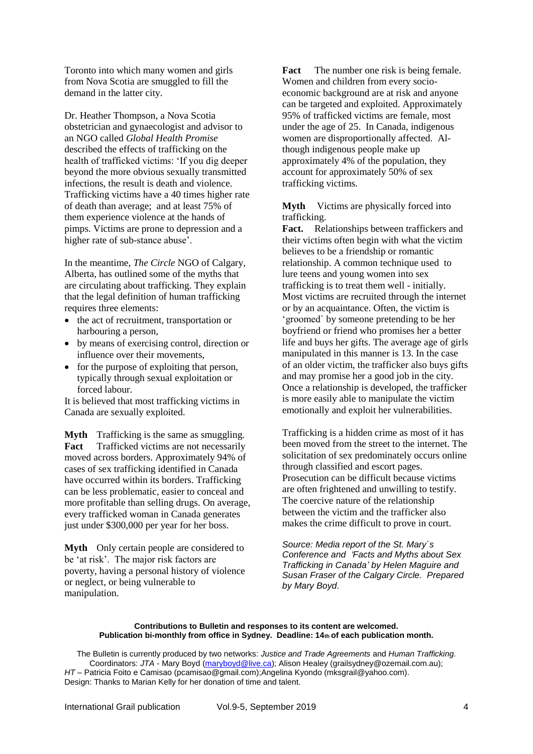Toronto into which many women and girls from Nova Scotia are smuggled to fill the demand in the latter city.

Dr. Heather Thompson, a Nova Scotia obstetrician and gynaecologist and advisor to an NGO called *Global Health Promise* described the effects of trafficking on the health of trafficked victims: 'If you dig deeper beyond the more obvious sexually transmitted infections, the result is death and violence. Trafficking victims have a 40 times higher rate of death than average; and at least 75% of them experience violence at the hands of pimps. Victims are prone to depression and a higher rate of sub-stance abuse'.

In the meantime, *The Circle* NGO of Calgary, Alberta, has outlined some of the myths that are circulating about trafficking. They explain that the legal definition of human trafficking requires three elements:

- the act of recruitment, transportation or harbouring a person,
- by means of exercising control, direction or influence over their movements,
- for the purpose of exploiting that person, typically through sexual exploitation or forced labour.

It is believed that most trafficking victims in Canada are sexually exploited.

**Myth** Trafficking is the same as smuggling.
**Fact** Trafficked victims are not necessarily moved across borders. Approximately 94% of cases of sex trafficking identified in Canada have occurred within its borders. Trafficking can be less problematic, easier to conceal and more profitable than selling drugs. On average, every trafficked woman in Canada generates just under $300,000 per year for her boss.

**Myth** Only certain people are considered to be 'at risk'. The major risk factors are poverty, having a personal history of violence or neglect, or being vulnerable to manipulation.

**Fact** The number one risk is being female. Women and children from every socio-economic background are at risk and anyone can be targeted and exploited. Approximately 95% of trafficked victims are female, most under the age of 25. In Canada, indigenous women are disproportionally affected. Although indigenous people make up approximately 4% of the population, they account for approximately 50% of sex trafficking victims.

**Myth** Victims are physically forced into trafficking.
**Fact.** Relationships between traffickers and their victims often begin with what the victim believes to be a friendship or romantic relationship. A common technique used to lure teens and young women into sex trafficking is to treat them well - initially. Most victims are recruited through the internet or by an acquaintance. Often, the victim is 'groomed' by someone pretending to be her boyfriend or friend who promises her a better life and buys her gifts. The average age of girls manipulated in this manner is 13. In the case of an older victim, the trafficker also buys gifts and may promise her a good job in the city. Once a relationship is developed, the trafficker is more easily able to manipulate the victim emotionally and exploit her vulnerabilities.

Trafficking is a hidden crime as most of it has been moved from the street to the internet. The solicitation of sex predominately occurs online through classified and escort pages. Prosecution can be difficult because victims are often frightened and unwilling to testify. The coercive nature of the relationship between the victim and the trafficker also makes the crime difficult to prove in court.

*Source: Media report of the St. Mary`s Conference and 'Facts and Myths about Sex Trafficking in Canada' by Helen Maguire and Susan Fraser of the Calgary Circle. Prepared by Mary Boyd.*

**Contributions to Bulletin and responses to its content are welcomed.**
**Publication bi-monthly from office in Sydney. Deadline: 14th of each publication month.**

The Bulletin is currently produced by two networks: *Justice and Trade Agreements* and *Human Trafficking.*
Coordinators: *JTA* - Mary Boyd (maryboyd@live.ca); Alison Healey (grailsydney@ozemail.com.au);
*HT* – Patricia Foito e Camisao (pcamisao@gmail.com);Angelina Kyondo (mksgrail@yahoo.com).
Design: Thanks to Marian Kelly for her donation of time and talent.